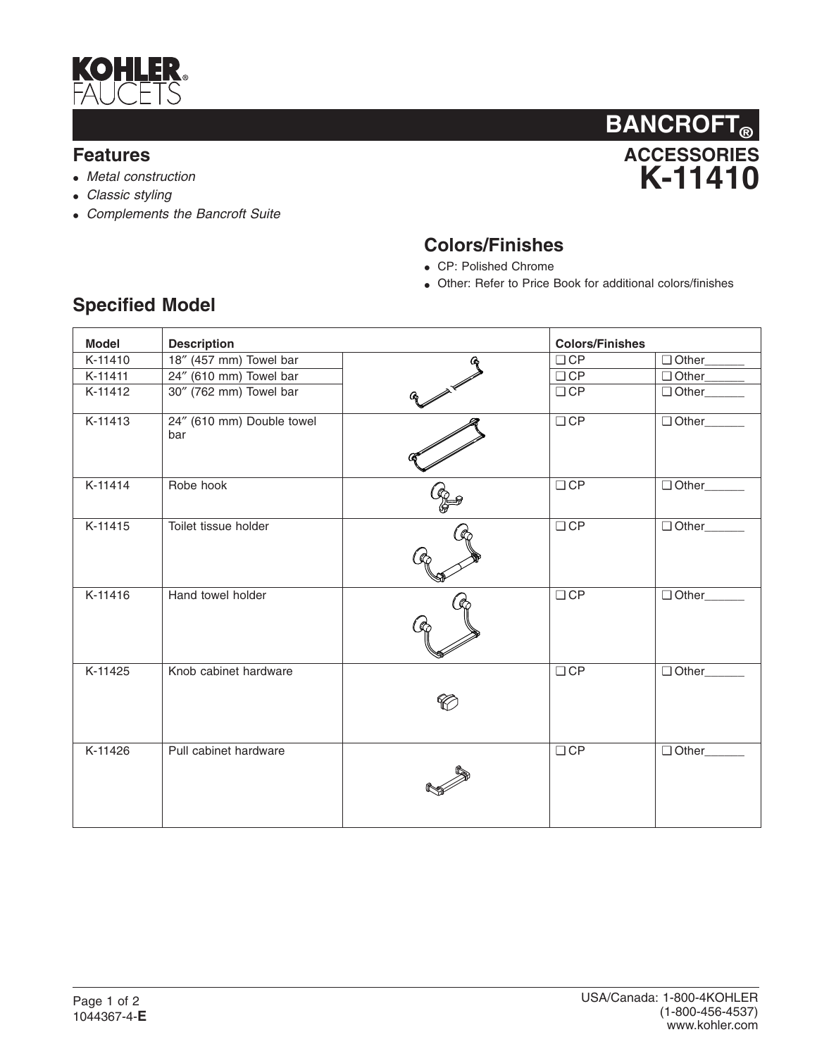KOHLER® FAUCETS

# BANCROFT®

## ACCESSORIES

# K-11410

## Features

- *Metal construction*
- *Classic styling*
- *Complements the Bancroft Suite*

## Colors/Finishes

- CP: Polished Chrome
- Other: Refer to Price Book for additional colors/finishes

## Specified Model

| Model | Description | | Colors/Finishes | |
|---|---|---|---|---|
| K-11410 | 18″ (457 mm) Towel bar | | ❑ CP | ❑ Other______ |
| K-11411 | 24″ (610 mm) Towel bar | | ❑ CP | ❑ Other______ |
| K-11412 | 30″ (762 mm) Towel bar | | ❑ CP | ❑ Other______ |
| K-11413 | 24″ (610 mm) Double towel bar | | ❑ CP | ❑ Other______ |
| K-11414 | Robe hook | | ❑ CP | ❑ Other______ |
| K-11415 | Toilet tissue holder | | ❑ CP | ❑ Other______ |
| K-11416 | Hand towel holder | | ❑ CP | ❑ Other______ |
| K-11425 | Knob cabinet hardware | | ❑ CP | ❑ Other______ |
| K-11426 | Pull cabinet hardware | | ❑ CP | ❑ Other______ |

1044367-4-**E**

USA/Canada: 1-800-4KOHLER
(1-800-456-4537)
www.kohler.com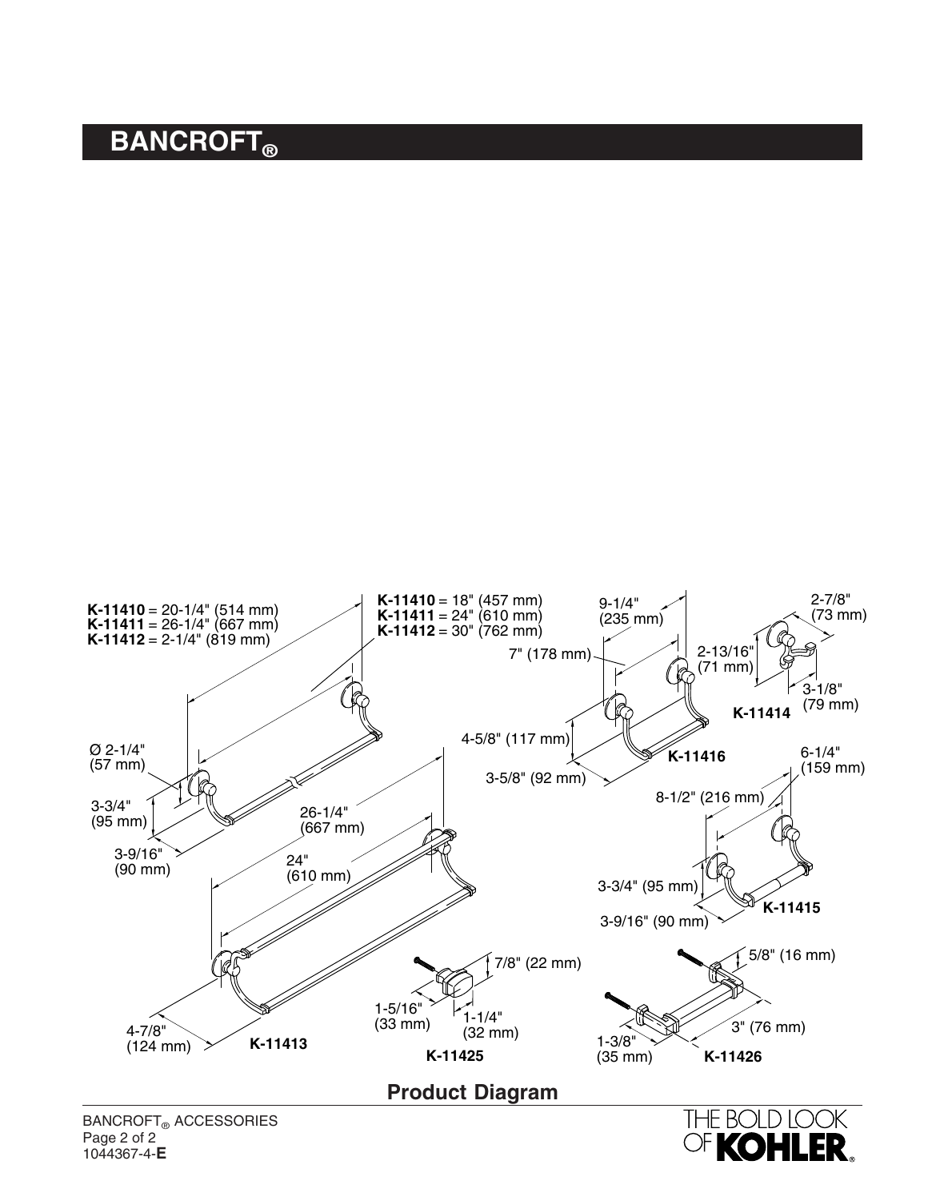# BANCROFT®

K-11410 = 20-1/4" (514 mm)
K-11411 = 26-1/4" (667 mm)
K-11412 = 2-1/4" (819 mm)

K-11410 = 18" (457 mm)
K-11411 = 24" (610 mm)
K-11412 = 30" (762 mm)

Ø 2-1/4"
(57 mm)

3-3/4"
(95 mm)

3-9/16"
(90 mm)

26-1/4"
(667 mm)

24"
(610 mm)

4-7/8"
(124 mm)

K-11413

9-1/4"
(235 mm)

7" (178 mm)

4-5/8" (117 mm)

3-5/8" (92 mm)

K-11416

2-7/8"
(73 mm)

2-13/16"
(71 mm)

3-1/8"
(79 mm)

K-11414

6-1/4"
(159 mm)

8-1/2" (216 mm)

3-3/4" (95 mm)

3-9/16" (90 mm)

K-11415

7/8" (22 mm)

1-5/16"
(33 mm)

1-1/4"
(32 mm)

K-11425

5/8" (16 mm)

3" (76 mm)

1-3/8"
(35 mm)

K-11426

**Product Diagram**